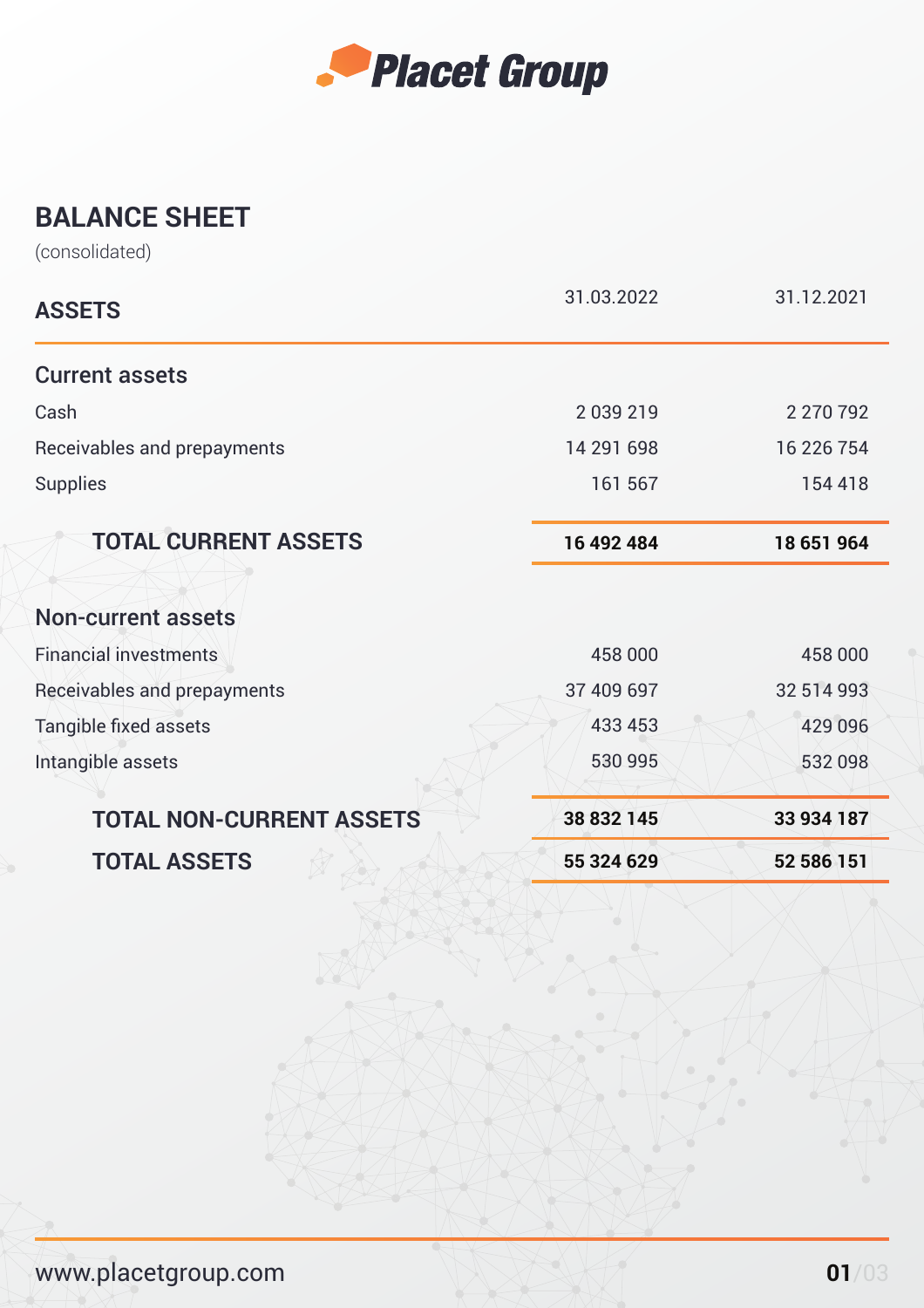Placet Group

# BALANCE SHEET

(consolidated)

| ASSETS | 31.03.2022 | 31.12.2021 |
|---|---|---|
| **Current assets** | | |
| Cash | 2 039 219 | 2 270 792 |
| Receivables and prepayments | 14 291 698 | 16 226 754 |
| Supplies | 161 567 | 154 418 |
| **TOTAL CURRENT ASSETS** | **16 492 484** | **18 651 964** |
| **Non-current assets** | | |
| Financial investments | 458 000 | 458 000 |
| Receivables and prepayments | 37 409 697 | 32 514 993 |
| Tangible fixed assets | 433 453 | 429 096 |
| Intangible assets | 530 995 | 532 098 |
| **TOTAL NON-CURRENT ASSETS** | **38 832 145** | **33 934 187** |
| **TOTAL ASSETS** | **55 324 629** | **52 586 151** |

www.placetgroup.com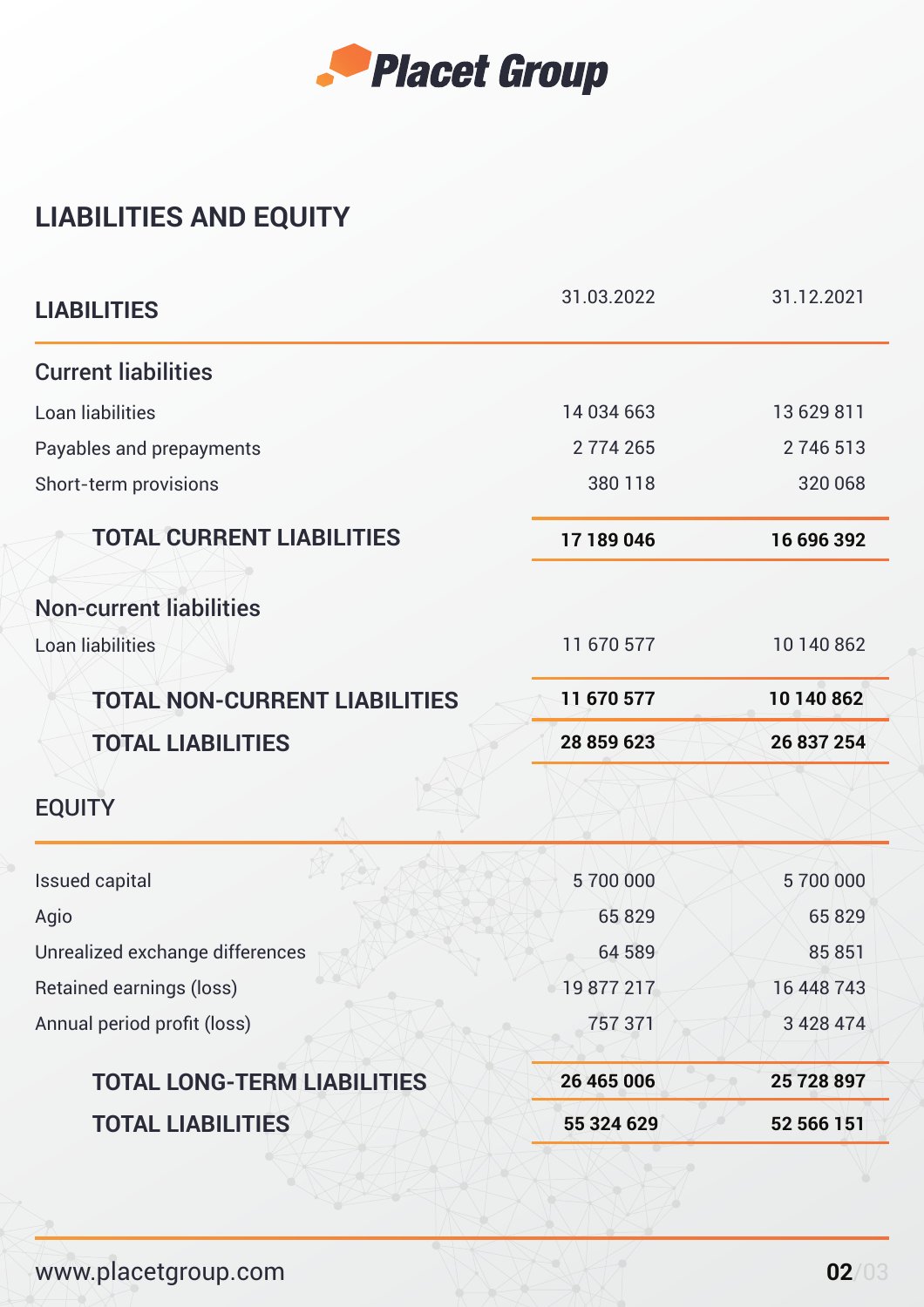# LIABILITIES AND EQUITY

| LIABILITIES | 31.03.2022 | 31.12.2021 |
|---|---|---|
| **Current liabilities** | | |
| Loan liabilities | 14 034 663 | 13 629 811 |
| Payables and prepayments | 2 774 265 | 2 746 513 |
| Short-term provisions | 380 118 | 320 068 |
| **TOTAL CURRENT LIABILITIES** | **17 189 046** | **16 696 392** |
| **Non-current liabilities** | | |
| Loan liabilities | 11 670 577 | 10 140 862 |
| **TOTAL NON-CURRENT LIABILITIES** | **11 670 577** | **10 140 862** |
| **TOTAL LIABILITIES** | **28 859 623** | **26 837 254** |

| EQUITY | | |
|---|---|---|
| Issued capital | 5 700 000 | 5 700 000 |
| Agio | 65 829 | 65 829 |
| Unrealized exchange differences | 64 589 | 85 851 |
| Retained earnings (loss) | 19 877 217 | 16 448 743 |
| Annual period profit (loss) | 757 371 | 3 428 474 |
| **TOTAL LONG-TERM LIABILITIES** | **26 465 006** | **25 728 897** |
| **TOTAL LIABILITIES** | **55 324 629** | **52 566 151** |

www.placetgroup.com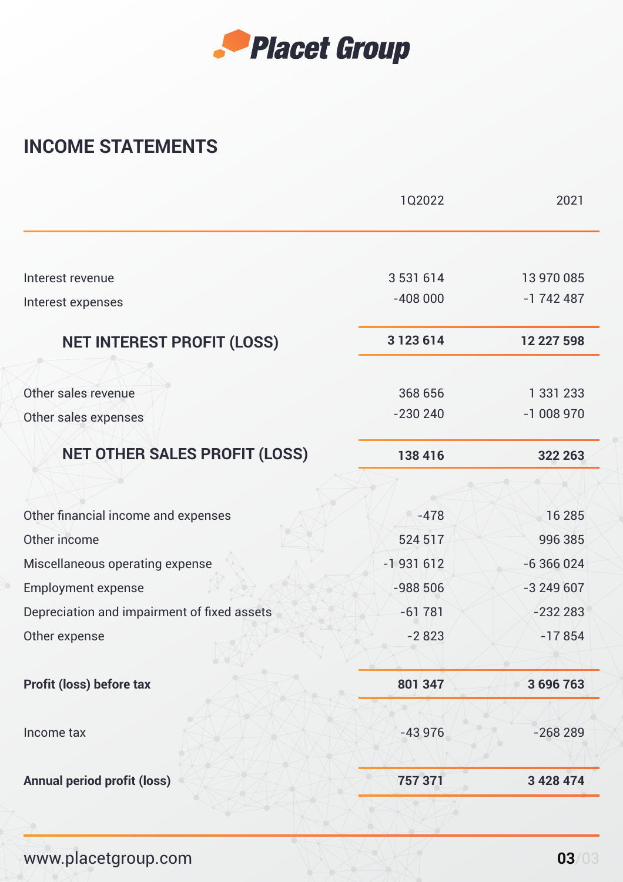Placet Group

## INCOME STATEMENTS

| | 1Q2022 | 2021 |
|---|---|---|
| Interest revenue | 3 531 614 | 13 970 085 |
| Interest expenses | -408 000 | -1 742 487 |
| **NET INTEREST PROFIT (LOSS)** | **3 123 614** | **12 227 598** |
| Other sales revenue | 368 656 | 1 331 233 |
| Other sales expenses | -230 240 | -1 008 970 |
| **NET OTHER SALES PROFIT (LOSS)** | **138 416** | **322 263** |
| Other financial income and expenses | -478 | 16 285 |
| Other income | 524 517 | 996 385 |
| Miscellaneous operating expense | -1 931 612 | -6 366 024 |
| Employment expense | -988 506 | -3 249 607 |
| Depreciation and impairment of fixed assets | -61 781 | -232 283 |
| Other expense | -2 823 | -17 854 |
| **Profit (loss) before tax** | **801 347** | **3 696 763** |
| Income tax | -43 976 | -268 289 |
| **Annual period profit (loss)** | **757 371** | **3 428 474** |

www.placetgroup.com